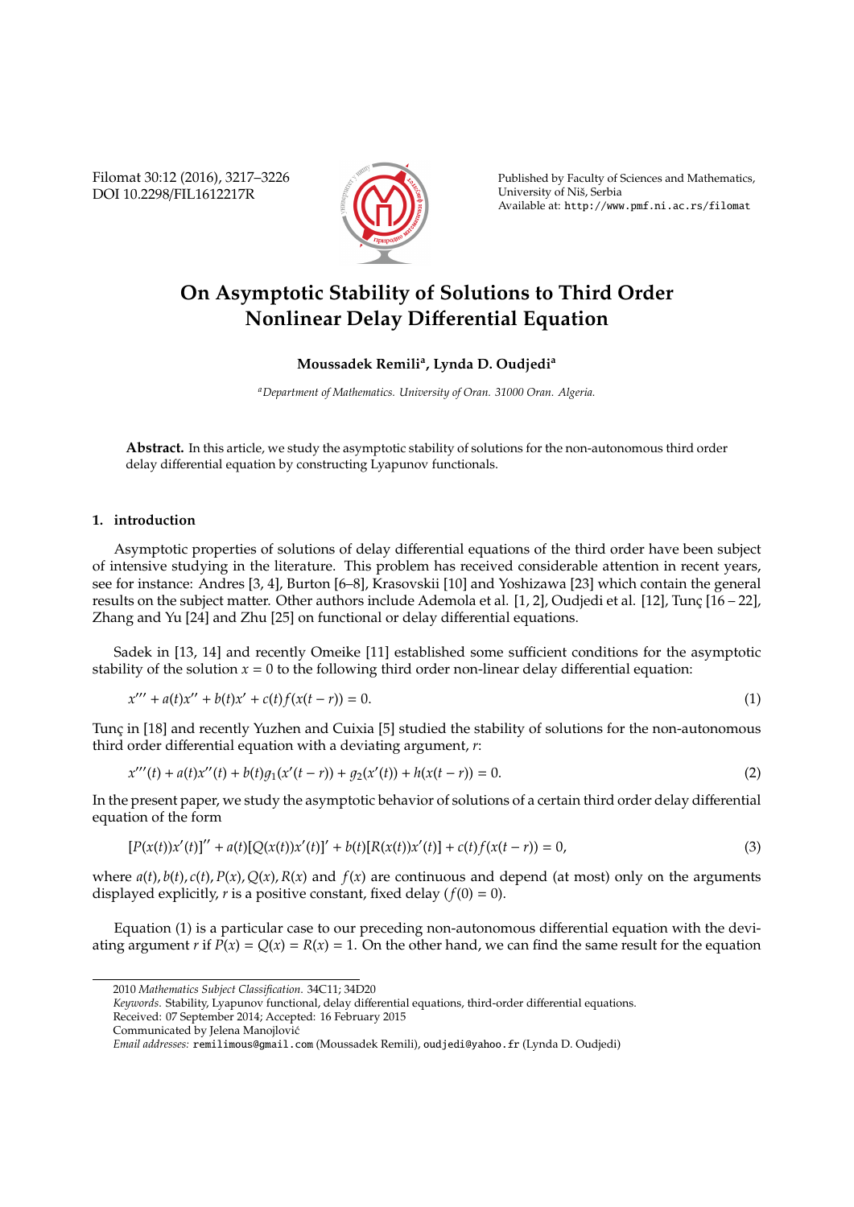# On Asymptotic Stability of Solutions to Third Order Nonlinear Delay Differential Equation

**Moussadek Remili[a], Lynda D. Oudjedi[a]**

[a]*Department of Mathematics. University of Oran. 31000 Oran. Algeria.*

**Abstract.** In this article, we study the asymptotic stability of solutions for the non-autonomous third order delay differential equation by constructing Lyapunov functionals.

## 1. introduction

Asymptotic properties of solutions of delay differential equations of the third order have been subject of intensive studying in the literature. This problem has received considerable attention in recent years, see for instance: Andres [3, 4], Burton [6–8], Krasovskii [10] and Yoshizawa [23] which contain the general results on the subject matter. Other authors include Ademola et al. [1, 2], Oudjedi et al. [12], Tunç [16 – 22], Zhang and Yu [24] and Zhu [25] on functional or delay differential equations.

Sadek in [13, 14] and recently Omeike [11] established some sufficient conditions for the asymptotic stability of the solution $x = 0$ to the following third order non-linear delay differential equation:

$$x''' + a(t)x'' + b(t)x' + c(t)f(x(t-r)) = 0. \tag{1}$$

Tunç in [18] and recently Yuzhen and Cuixia [5] studied the stability of solutions for the non-autonomous third order differential equation with a deviating argument, $r$:

$$x'''(t) + a(t)x''(t) + b(t)g_1(x'(t-r)) + g_2(x'(t)) + h(x(t-r)) = 0. \tag{2}$$

In the present paper, we study the asymptotic behavior of solutions of a certain third order delay differential equation of the form

$$[P(x(t))x'(t)]'' + a(t)[Q(x(t))x'(t)]' + b(t)[R(x(t))x'(t)] + c(t)f(x(t-r)) = 0, \tag{3}$$

where $a(t), b(t), c(t), P(x), Q(x), R(x)$ and $f(x)$ are continuous and depend (at most) only on the arguments displayed explicitly, $r$ is a positive constant, fixed delay ($f(0) = 0$).

Equation (1) is a particular case to our preceding non-autonomous differential equation with the deviating argument $r$ if $P(x) = Q(x) = R(x) = 1$. On the other hand, we can find the same result for the equation

2010 *Mathematics Subject Classification*. 34C11; 34D20

*Keywords*. Stability, Lyapunov functional, delay differential equations, third-order differential equations.

Received: 07 September 2014; Accepted: 16 February 2015

Communicated by Jelena Manojlović

*Email addresses:* remilimous@gmail.com (Moussadek Remili), oudjedi@yahoo.fr (Lynda D. Oudjedi)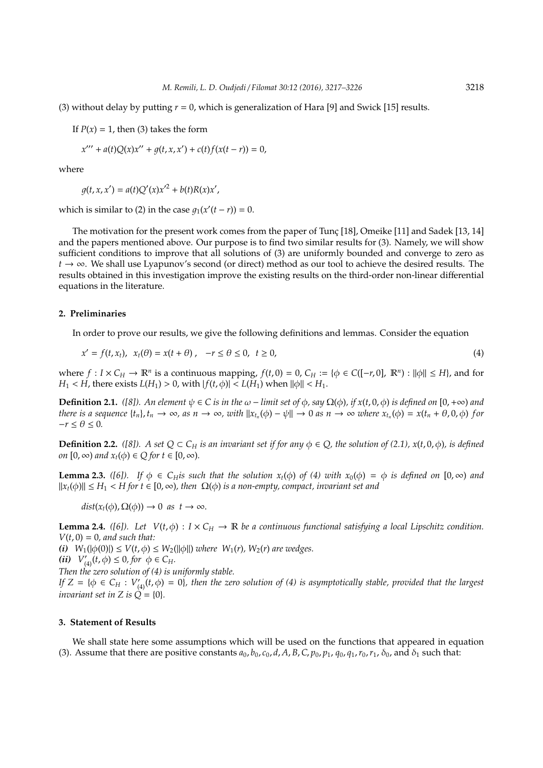(3) without delay by putting $r = 0$, which is generalization of Hara [9] and Swick [15] results.

If $P(x) = 1$, then (3) takes the form

$$x''' + a(t)Q(x)x'' + g(t, x, x') + c(t)f(x(t - r)) = 0,$$

where

$$g(t, x, x') = a(t)Q'(x)x'^2 + b(t)R(x)x',$$

which is similar to (2) in the case $g_1(x'(t - r)) = 0$.

The motivation for the present work comes from the paper of Tunç [18], Omeike [11] and Sadek [13, 14] and the papers mentioned above. Our purpose is to find two similar results for (3). Namely, we will show sufficient conditions to improve that all solutions of (3) are uniformly bounded and converge to zero as $t \to \infty$. We shall use Lyapunov's second (or direct) method as our tool to achieve the desired results. The results obtained in this investigation improve the existing results on the third-order non-linear differential equations in the literature.

## 2. Preliminaries

In order to prove our results, we give the following definitions and lemmas. Consider the equation

$$x' = f(t, x_t), \quad x_t(\theta) = x(t + \theta), \quad -r \le \theta \le 0, \quad t \ge 0, \tag{4}$$

where $f : I \times C_H \to \mathbb{R}^n$ is a continuous mapping, $f(t, 0) = 0$, $C_H := \{\phi \in C([-r, 0], \mathbb{R}^n) : \|\phi\| \le H\}$, and for $H_1 < H$, there exists $L(H_1) > 0$, with $|f(t, \phi)| < L(H_1)$ when $\|\phi\| < H_1$.

**Definition 2.1.** *([8]). An element $\psi \in C$ is in the $\omega -$ limit set of $\phi$, say $\Omega(\phi)$, if $x(t, 0, \phi)$ is defined on $[0, +\infty)$ and there is a sequence $\{t_n\}, t_n \to \infty$, as $n \to \infty$, with $\|x_{t_n}(\phi) - \psi\| \to 0$ as $n \to \infty$ where $x_{t_n}(\phi) = x(t_n + \theta, 0, \phi)$ for $-r \le \theta \le 0$.*

**Definition 2.2.** *([8]). A set $Q \subset C_H$ is an invariant set if for any $\phi \in Q$, the solution of (2.1), $x(t, 0, \phi)$, is defined on $[0, \infty)$ and $x_t(\phi) \in Q$ for $t \in [0, \infty)$.*

**Lemma 2.3.** *([8]). If $\phi \in C_H$ is such that the solution $x_t(\phi)$ of (4) with $x_0(\phi) = \phi$ is defined on $[0, \infty)$ and $\|x_t(\phi)\| \le H_1 < H$ for $t \in [0, \infty)$, then $\Omega(\phi)$ is a non-empty, compact, invariant set and*

$$dist(x_t(\phi), \Omega(\phi)) \to 0 \;\; as \;\; t \to \infty.$$

**Lemma 2.4.** *([6]). Let $V(t, \phi) : I \times C_H \to \mathbb{R}$ be a continuous functional satisfying a local Lipschitz condition. $V(t, 0) = 0$, and such that:*

***(i)*** *$W_1(|\phi(0)|) \le V(t, \phi) \le W_2(\|\phi\|)$ where $W_1(r)$, $W_2(r)$ are wedges.*

***(ii)*** *$V'_{(4)}(t, \phi) \le 0$, for $\phi \in C_H$.*

*Then the zero solution of (4) is uniformly stable.*

*If $Z = \{\phi \in C_H : V'_{(4)}(t, \phi) = 0\}$, then the zero solution of (4) is asymptotically stable, provided that the largest invariant set in $Z$ is $Q = \{0\}$.*

## 3. Statement of Results

We shall state here some assumptions which will be used on the functions that appeared in equation (3). Assume that there are positive constants $a_0, b_0, c_0, d, A, B, C, p_0, p_1, q_0, q_1, r_0, r_1, \delta_0$, and $\delta_1$ such that: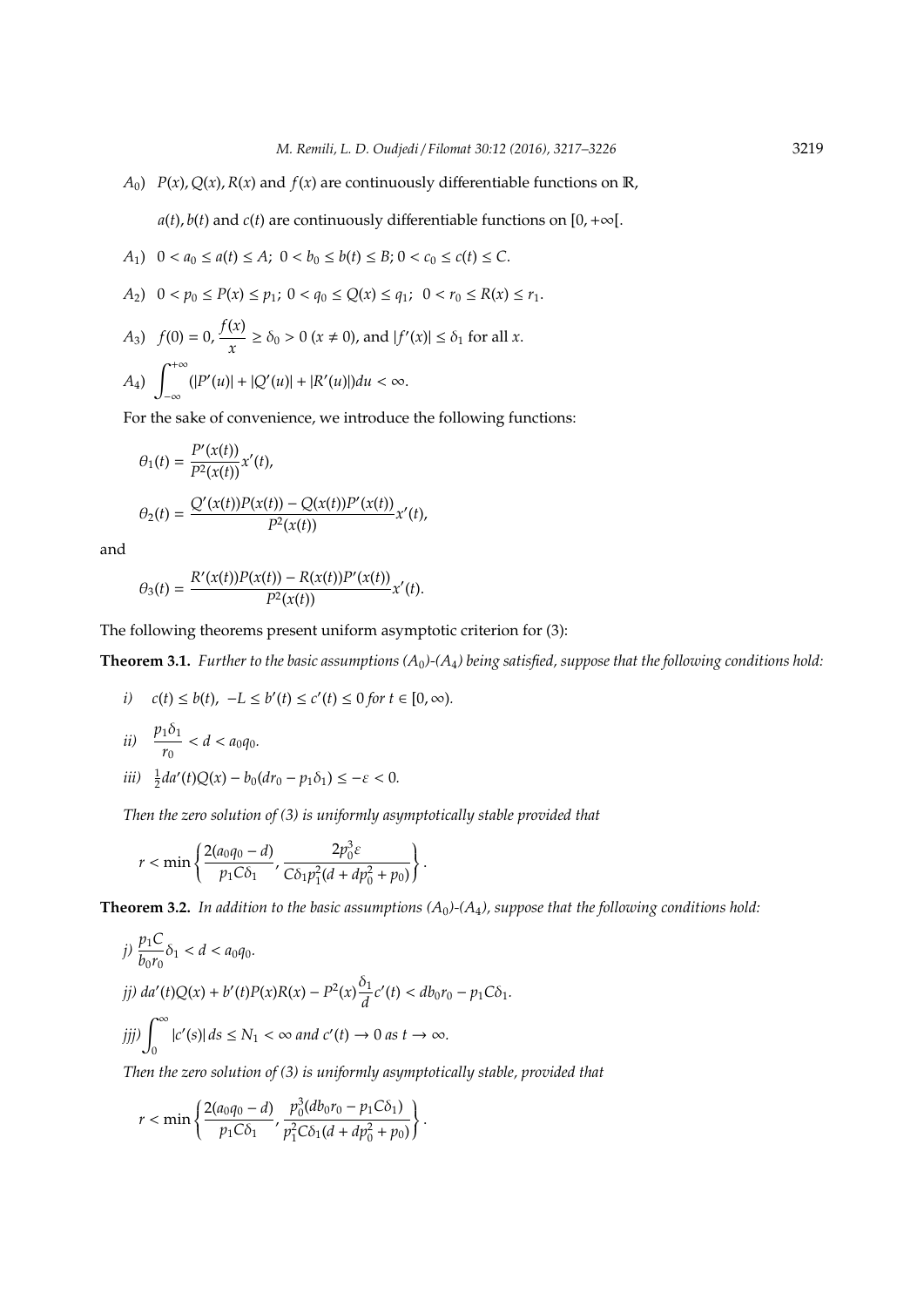$A_0$) $P(x), Q(x), R(x)$ and $f(x)$ are continuously differentiable functions on $\mathbb{R}$,

$a(t), b(t)$ and $c(t)$ are continuously differentiable functions on $[0, +\infty[$.

$A_1$) $0 < a_0 \leq a(t) \leq A;\ 0 < b_0 \leq b(t) \leq B;\ 0 < c_0 \leq c(t) \leq C.$

$A_2$) $0 < p_0 \leq P(x) \leq p_1;\ 0 < q_0 \leq Q(x) \leq q_1;\ \ 0 < r_0 \leq R(x) \leq r_1.$

$A_3$) $f(0) = 0, \dfrac{f(x)}{x} \geq \delta_0 > 0\ (x \neq 0)$, and $|f'(x)| \leq \delta_1$ for all $x$.

$A_4$) $\displaystyle\int_{-\infty}^{+\infty} (|P'(u)| + |Q'(u)| + |R'(u)|)du < \infty.$

For the sake of convenience, we introduce the following functions:

$$\theta_1(t) = \frac{P'(x(t))}{P^2(x(t))}x'(t),$$

$$\theta_2(t) = \frac{Q'(x(t))P(x(t)) - Q(x(t))P'(x(t))}{P^2(x(t))}x'(t),$$

and

$$\theta_3(t) = \frac{R'(x(t))P(x(t)) - R(x(t))P'(x(t))}{P^2(x(t))}x'(t).$$

The following theorems present uniform asymptotic criterion for (3):

**Theorem 3.1.** *Further to the basic assumptions ($A_0$)-($A_4$) being satisfied, suppose that the following conditions hold:*

*i)* $c(t) \leq b(t),\ -L \leq b'(t) \leq c'(t) \leq 0$ *for* $t \in [0, \infty)$.

*ii)* $\dfrac{p_1\delta_1}{r_0} < d < a_0q_0.$

*iii)* $\frac{1}{2}da'(t)Q(x) - b_0(dr_0 - p_1\delta_1) \leq -\varepsilon < 0.$

*Then the zero solution of (3) is uniformly asymptotically stable provided that*

$$r < \min\left\{\frac{2(a_0q_0 - d)}{p_1C\delta_1}, \frac{2p_0^3\varepsilon}{C\delta_1p_1^2(d + dp_0^2 + p_0)}\right\}.$$

**Theorem 3.2.** *In addition to the basic assumptions ($A_0$)-($A_4$), suppose that the following conditions hold:*

*j)* $\dfrac{p_1C}{b_0r_0}\delta_1 < d < a_0q_0.$

*jj)* $da'(t)Q(x) + b'(t)P(x)R(x) - P^2(x)\dfrac{\delta_1}{d}c'(t) < db_0r_0 - p_1C\delta_1.$

*jjj)* $\displaystyle\int_0^\infty |c'(s)|\,ds \leq N_1 < \infty$ *and* $c'(t) \to 0$ *as* $t \to \infty$.

*Then the zero solution of (3) is uniformly asymptotically stable, provided that*

$$r < \min\left\{\frac{2(a_0q_0 - d)}{p_1C\delta_1}, \frac{p_0^3(db_0r_0 - p_1C\delta_1)}{p_1^2C\delta_1(d + dp_0^2 + p_0)}\right\}.$$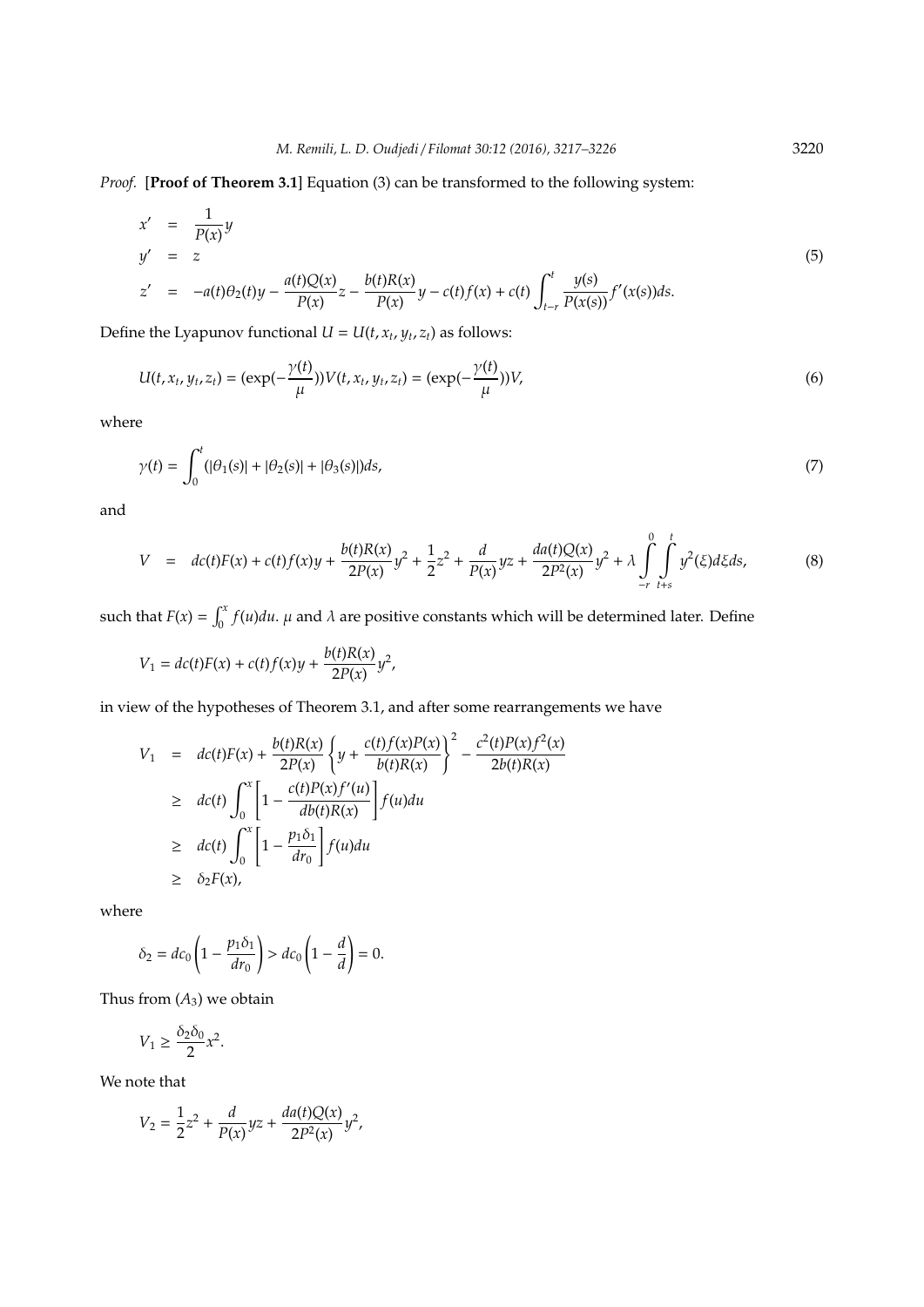*Proof.* [**Proof of Theorem 3.1**] Equation (3) can be transformed to the following system:

$$
\begin{aligned}
x' &= \frac{1}{P(x)}y \\
y' &= z \\
z' &= -a(t)\theta_2(t)y - \frac{a(t)Q(x)}{P(x)}z - \frac{b(t)R(x)}{P(x)}y - c(t)f(x) + c(t)\int_{t-r}^{t}\frac{y(s)}{P(x(s))}f'(x(s))ds.
\end{aligned}
\tag{5}
$$

Define the Lyapunov functional $U = U(t, x_t, y_t, z_t)$ as follows:

$$
U(t, x_t, y_t, z_t) = (\exp(-\frac{\gamma(t)}{\mu}))V(t, x_t, y_t, z_t) = (\exp(-\frac{\gamma(t)}{\mu}))V, \tag{6}
$$

where

$$
\gamma(t) = \int_0^t (|\theta_1(s)| + |\theta_2(s)| + |\theta_3(s)|)ds, \tag{7}
$$

and

$$
V = dc(t)F(x) + c(t)f(x)y + \frac{b(t)R(x)}{2P(x)}y^2 + \frac{1}{2}z^2 + \frac{d}{P(x)}yz + \frac{da(t)Q(x)}{2P^2(x)}y^2 + \lambda\int_{-r}^{0}\int_{t+s}^{t}y^2(\xi)d\xi ds, \tag{8}
$$

such that $F(x) = \int_0^x f(u)du$. $\mu$ and $\lambda$ are positive constants which will be determined later. Define

$$
V_1 = dc(t)F(x) + c(t)f(x)y + \frac{b(t)R(x)}{2P(x)}y^2,
$$

in view of the hypotheses of Theorem 3.1, and after some rearrangements we have

$$
\begin{aligned}
V_1 &= dc(t)F(x) + \frac{b(t)R(x)}{2P(x)}\left\{y + \frac{c(t)f(x)P(x)}{b(t)R(x)}\right\}^2 - \frac{c^2(t)P(x)f^2(x)}{2b(t)R(x)} \\
&\geq dc(t)\int_0^x\left[1 - \frac{c(t)P(x)f'(u)}{db(t)R(x)}\right]f(u)du \\
&\geq dc(t)\int_0^x\left[1 - \frac{p_1\delta_1}{dr_0}\right]f(u)du \\
&\geq \delta_2 F(x),
\end{aligned}
$$

where

$$
\delta_2 = dc_0\left(1 - \frac{p_1\delta_1}{dr_0}\right) > dc_0\left(1 - \frac{d}{d}\right) = 0.
$$

Thus from $(A_3)$ we obtain

$$
V_1 \geq \frac{\delta_2\delta_0}{2}x^2.
$$

We note that

$$
V_2 = \frac{1}{2}z^2 + \frac{d}{P(x)}yz + \frac{da(t)Q(x)}{2P^2(x)}y^2,
$$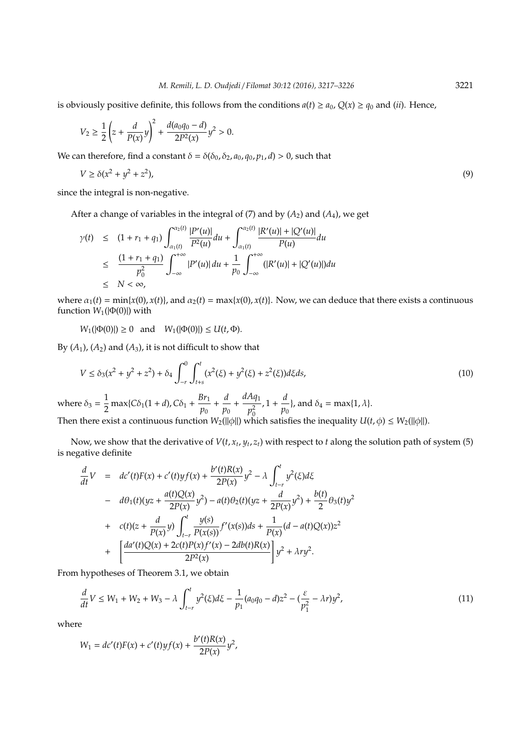is obviously positive definite, this follows from the conditions $a(t) \geq a_0$, $Q(x) \geq q_0$ and $(ii)$. Hence,

$$V_2 \geq \frac{1}{2}\left(z + \frac{d}{P(x)}y\right)^2 + \frac{d(a_0q_0 - d)}{2P^2(x)}y^2 > 0.$$

We can therefore, find a constant $\delta = \delta(\delta_0, \delta_2, a_0, q_0, p_1, d) > 0$, such that

$$V \geq \delta(x^2 + y^2 + z^2), \tag{9}$$

since the integral is non-negative.

After a change of variables in the integral of (7) and by $(A_2)$ and $(A_4)$, we get

$$\begin{aligned}
\gamma(t) &\leq (1 + r_1 + q_1)\int_{\alpha_1(t)}^{\alpha_2(t)} \frac{|P'(u)|}{P^2(u)}du + \int_{\alpha_1(t)}^{\alpha_2(t)} \frac{|R'(u)| + |Q'(u)|}{P(u)}du \\
&\leq \frac{(1 + r_1 + q_1)}{p_0^2}\int_{-\infty}^{+\infty} |P'(u)|\,du + \frac{1}{p_0}\int_{-\infty}^{+\infty}(|R'(u)| + |Q'(u)|)du \\
&\leq N < \infty,
\end{aligned}$$

where $\alpha_1(t) = \min\{x(0), x(t)\}$, and $\alpha_2(t) = \max\{x(0), x(t)\}$. Now, we can deduce that there exists a continuous function $W_1(|\Phi(0)|)$ with

$$W_1(|\Phi(0)|) \geq 0 \quad \text{and} \quad W_1(|\Phi(0)|) \leq U(t, \Phi).$$

By $(A_1)$, $(A_2)$ and $(A_3)$, it is not difficult to show that

$$V \leq \delta_3(x^2 + y^2 + z^2) + \delta_4\int_{-r}^{0}\int_{t+s}^{t}(x^2(\xi) + y^2(\xi) + z^2(\xi))d\xi ds, \tag{10}$$

where $\delta_3 = \dfrac{1}{2}\max\{C\delta_1(1 + d), C\delta_1 + \dfrac{Br_1}{p_0} + \dfrac{d}{p_0} + \dfrac{dAq_1}{p_0^2}, 1 + \dfrac{d}{p_0}\}$, and $\delta_4 = \max\{1, \lambda\}$.
Then there exist a continuous function $W_2(\|\phi\|)$ which satisfies the inequality $U(t, \phi) \leq W_2(\|\phi\|)$.

Now, we show that the derivative of $V(t, x_t, y_t, z_t)$ with respect to $t$ along the solution path of system (5) is negative definite

$$\begin{aligned}
\frac{d}{dt}V &= dc'(t)F(x) + c'(t)yf(x) + \frac{b'(t)R(x)}{2P(x)}y^2 - \lambda\int_{t-r}^{t} y^2(\xi)d\xi \\
&- d\theta_1(t)(yz + \frac{a(t)Q(x)}{2P(x)}y^2) - a(t)\theta_2(t)(yz + \frac{d}{2P(x)}y^2) + \frac{b(t)}{2}\theta_3(t)y^2 \\
&+ c(t)(z + \frac{d}{P(x)}y)\int_{t-r}^{t}\frac{y(s)}{P(x(s))}f'(x(s))ds + \frac{1}{P(x)}(d - a(t)Q(x))z^2 \\
&+ \left[\frac{da'(t)Q(x) + 2c(t)P(x)f'(x) - 2db(t)R(x)}{2P^2(x)}\right]y^2 + \lambda r y^2.
\end{aligned}$$

From hypotheses of Theorem 3.1, we obtain

$$\frac{d}{dt}V \leq W_1 + W_2 + W_3 - \lambda\int_{t-r}^{t} y^2(\xi)d\xi - \frac{1}{p_1}(a_0q_0 - d)z^2 - (\frac{\varepsilon}{p_1^2} - \lambda r)y^2, \tag{11}$$

where

$$W_1 = dc'(t)F(x) + c'(t)yf(x) + \frac{b'(t)R(x)}{2P(x)}y^2,$$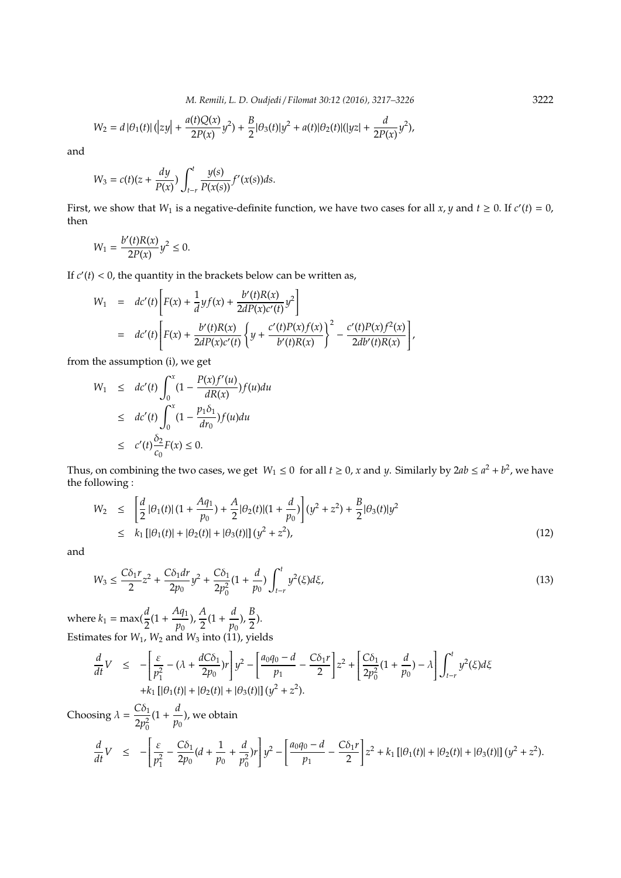$$W_2 = d\,|\theta_1(t)|\,(\left|zy\right| + \frac{a(t)Q(x)}{2P(x)}y^2) + \frac{B}{2}|\theta_3(t)|y^2 + a(t)|\theta_2(t)|(|yz| + \frac{d}{2P(x)}y^2),$$

and

$$W_3 = c(t)(z + \frac{dy}{P(x)}) \int_{t-r}^{t} \frac{y(s)}{P(x(s))} f'(x(s))ds.$$

First, we show that $W_1$ is a negative-definite function, we have two cases for all $x, y$ and $t \geq 0$. If $c'(t) = 0$, then

$$W_1 = \frac{b'(t)R(x)}{2P(x)}y^2 \leq 0.$$

If $c'(t) < 0$, the quantity in the brackets below can be written as,

$$\begin{aligned}
W_1 &= dc'(t)\left[F(x) + \frac{1}{d}yf(x) + \frac{b'(t)R(x)}{2dP(x)c'(t)}y^2\right] \\
&= dc'(t)\left[F(x) + \frac{b'(t)R(x)}{2dP(x)c'(t)}\left\{y + \frac{c'(t)P(x)f(x)}{b'(t)R(x)}\right\}^2 - \frac{c'(t)P(x)f^2(x)}{2db'(t)R(x)}\right],
\end{aligned}$$

from the assumption (i), we get

$$\begin{aligned}
W_1 &\leq dc'(t)\int_0^x (1 - \frac{P(x)f'(u)}{dR(x)})f(u)du \\
&\leq dc'(t)\int_0^x (1 - \frac{p_1\delta_1}{dr_0})f(u)du \\
&\leq c'(t)\frac{\delta_2}{c_0}F(x) \leq 0.
\end{aligned}$$

Thus, on combining the two cases, we get $W_1 \leq 0$ for all $t \geq 0$, $x$ and $y$. Similarly by $2ab \leq a^2 + b^2$, we have the following :

$$\begin{aligned}
W_2 &\leq \left[\frac{d}{2}\,|\theta_1(t)|\,(1 + \frac{Aq_1}{p_0}) + \frac{A}{2}|\theta_2(t)|(1 + \frac{d}{p_0})\right](y^2 + z^2) + \frac{B}{2}|\theta_3(t)|y^2 \\
&\leq k_1\left[|\theta_1(t)| + |\theta_2(t)| + |\theta_3(t)|\right](y^2 + z^2), \qquad (12)
\end{aligned}$$

and

$$W_3 \leq \frac{C\delta_1 r}{2}z^2 + \frac{C\delta_1 dr}{2p_0}y^2 + \frac{C\delta_1}{2p_0^2}(1 + \frac{d}{p_0})\int_{t-r}^{t} y^2(\xi)d\xi, \qquad (13)$$

where $k_1 = \max(\frac{d}{2}(1 + \frac{Aq_1}{p_0}), \frac{A}{2}(1 + \frac{d}{p_0}), \frac{B}{2})$.
Estimates for $W_1$, $W_2$ and $W_3$ into (11), yields

$$\begin{aligned}
\frac{d}{dt}V &\leq -\left[\frac{\varepsilon}{p_1^2} - (\lambda + \frac{dC\delta_1}{2p_0})r\right]y^2 - \left[\frac{a_0q_0 - d}{p_1} - \frac{C\delta_1 r}{2}\right]z^2 + \left[\frac{C\delta_1}{2p_0^2}(1 + \frac{d}{p_0}) - \lambda\right]\int_{t-r}^{t} y^2(\xi)d\xi \\
&\quad + k_1\left[|\theta_1(t)| + |\theta_2(t)| + |\theta_3(t)|\right](y^2 + z^2).
\end{aligned}$$

Choosing $\lambda = \frac{C\delta_1}{2p_0^2}(1 + \frac{d}{p_0})$, we obtain

$$\frac{d}{dt}V \leq -\left[\frac{\varepsilon}{p_1^2} - \frac{C\delta_1}{2p_0}(d + \frac{1}{p_0} + \frac{d}{p_0^2})r\right]y^2 - \left[\frac{a_0q_0 - d}{p_1} - \frac{C\delta_1 r}{2}\right]z^2 + k_1\left[|\theta_1(t)| + |\theta_2(t)| + |\theta_3(t)|\right](y^2 + z^2).$$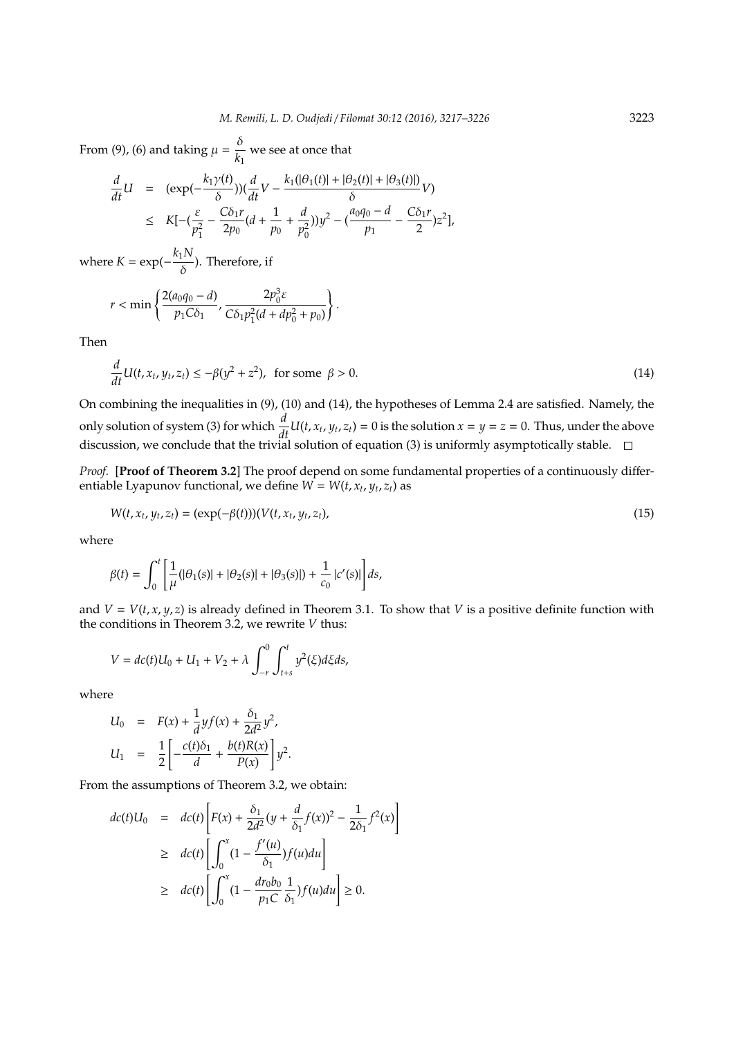From (9), (6) and taking $\mu = \dfrac{\delta}{k_1}$ we see at once that

$$
\begin{aligned}
\frac{d}{dt}U &= (\exp(-\frac{k_1\gamma(t)}{\delta}))(\frac{d}{dt}V - \frac{k_1(|\theta_1(t)| + |\theta_2(t)| + |\theta_3(t)|)}{\delta}V) \\
&\leq K[-(\frac{\varepsilon}{p_1^2} - \frac{C\delta_1 r}{2p_0}(d + \frac{1}{p_0} + \frac{d}{p_0^2}))y^2 - (\frac{a_0q_0 - d}{p_1} - \frac{C\delta_1 r}{2})z^2],
\end{aligned}
$$

where $K = \exp(-\dfrac{k_1 N}{\delta})$. Therefore, if

$$
r < \min\left\{\frac{2(a_0q_0 - d)}{p_1 C\delta_1}, \frac{2p_0^3\varepsilon}{C\delta_1 p_1^2(d + dp_0^2 + p_0)}\right\}.
$$

Then

$$
\frac{d}{dt}U(t, x_t, y_t, z_t) \leq -\beta(y^2 + z^2), \ \text{ for some } \ \beta > 0. \tag{14}
$$

On combining the inequalities in (9), (10) and (14), the hypotheses of Lemma 2.4 are satisfied. Namely, the only solution of system (3) for which $\dfrac{d}{dt}U(t, x_t, y_t, z_t) = 0$ is the solution $x = y = z = 0$. Thus, under the above discussion, we conclude that the trivial solution of equation (3) is uniformly asymptotically stable. □

*Proof.* [**Proof of Theorem 3.2**] The proof depend on some fundamental properties of a continuously differentiable Lyapunov functional, we define $W = W(t, x_t, y_t, z_t)$ as

$$
W(t, x_t, y_t, z_t) = (\exp(-\beta(t)))(V(t, x_t, y_t, z_t), \tag{15}
$$

where

$$
\beta(t) = \int_0^t \left[\frac{1}{\mu}(|\theta_1(s)| + |\theta_2(s)| + |\theta_3(s)|) + \frac{1}{c_0}|c'(s)|\right] ds,
$$

and $V = V(t, x, y, z)$ is already defined in Theorem 3.1. To show that $V$ is a positive definite function with the conditions in Theorem 3.2, we rewrite $V$ thus:

$$
V = dc(t)U_0 + U_1 + V_2 + \lambda \int_{-r}^{0}\int_{t+s}^{t} y^2(\xi)d\xi ds,
$$

where

$$
\begin{aligned}
U_0 &= F(x) + \frac{1}{d}yf(x) + \frac{\delta_1}{2d^2}y^2, \\
U_1 &= \frac{1}{2}\left[-\frac{c(t)\delta_1}{d} + \frac{b(t)R(x)}{P(x)}\right]y^2.
\end{aligned}
$$

From the assumptions of Theorem 3.2, we obtain:

$$
\begin{aligned}
dc(t)U_0 &= dc(t)\left[F(x) + \frac{\delta_1}{2d^2}(y + \frac{d}{\delta_1}f(x))^2 - \frac{1}{2\delta_1}f^2(x)\right] \\
&\geq dc(t)\left[\int_0^x (1 - \frac{f'(u)}{\delta_1})f(u)du\right] \\
&\geq dc(t)\left[\int_0^x (1 - \frac{dr_0 b_0}{p_1 C}\frac{1}{\delta_1})f(u)du\right] \geq 0.
\end{aligned}
$$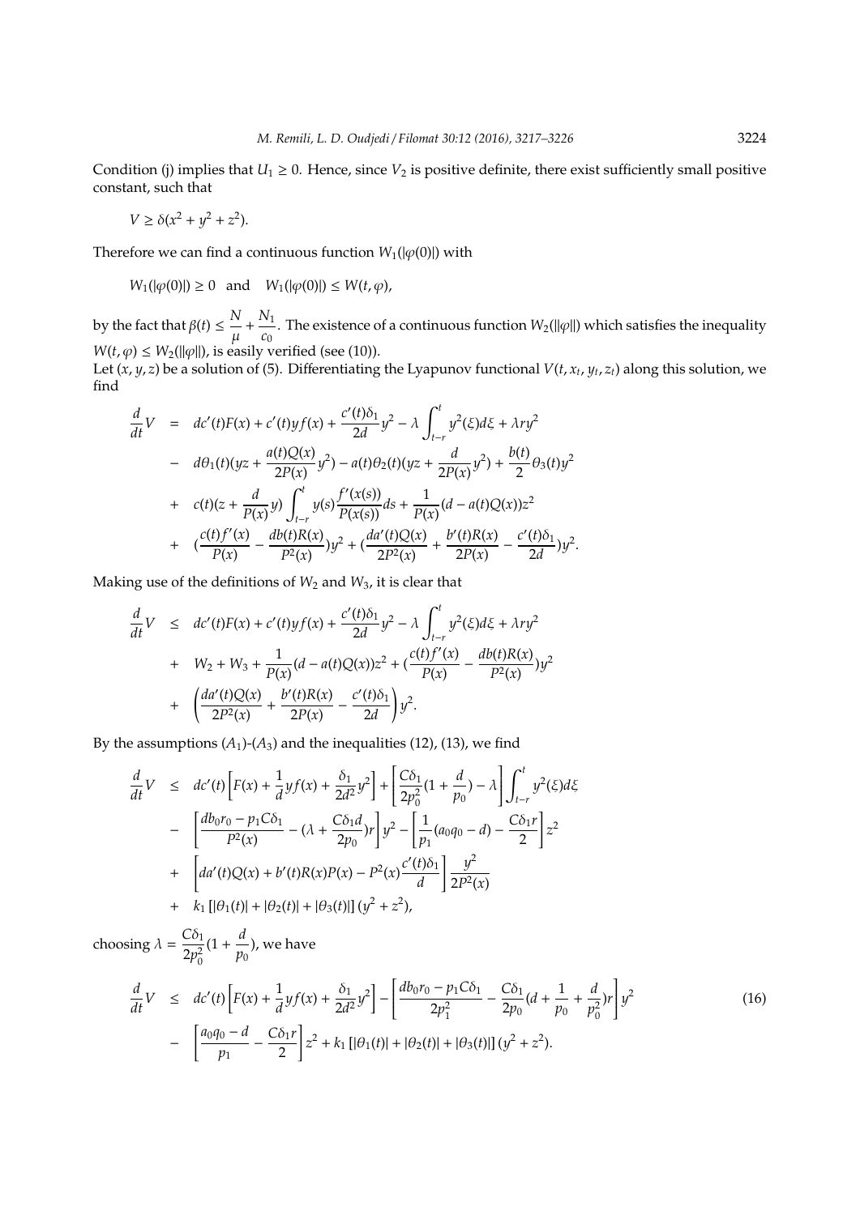Condition (j) implies that $U_1 \geq 0$. Hence, since $V_2$ is positive definite, there exist sufficiently small positive constant, such that

$$V \geq \delta(x^2 + y^2 + z^2).$$

Therefore we can find a continuous function $W_1(|\varphi(0)|)$ with

$$W_1(|\varphi(0)|) \geq 0 \quad \text{and} \quad W_1(|\varphi(0)|) \leq W(t, \varphi),$$

by the fact that $\beta(t) \leq \dfrac{N}{\mu} + \dfrac{N_1}{c_0}$. The existence of a continuous function $W_2(\|\varphi\|)$ which satisfies the inequality $W(t, \varphi) \leq W_2(\|\varphi\|)$, is easily verified (see (10)).

Let $(x, y, z)$ be a solution of (5). Differentiating the Lyapunov functional $V(t, x_t, y_t, z_t)$ along this solution, we find

$$\begin{aligned}
\frac{d}{dt}V &= dc'(t)F(x) + c'(t)yf(x) + \frac{c'(t)\delta_1}{2d}y^2 - \lambda \int_{t-r}^{t} y^2(\xi)d\xi + \lambda r y^2 \\
&- d\theta_1(t)(yz + \frac{a(t)Q(x)}{2P(x)}y^2) - a(t)\theta_2(t)(yz + \frac{d}{2P(x)}y^2) + \frac{b(t)}{2}\theta_3(t)y^2 \\
&+ c(t)(z + \frac{d}{P(x)}y)\int_{t-r}^{t} y(s)\frac{f'(x(s))}{P(x(s))}ds + \frac{1}{P(x)}(d - a(t)Q(x))z^2 \\
&+ (\frac{c(t)f'(x)}{P(x)} - \frac{db(t)R(x)}{P^2(x)})y^2 + (\frac{da'(t)Q(x)}{2P^2(x)} + \frac{b'(t)R(x)}{2P(x)} - \frac{c'(t)\delta_1}{2d})y^2.
\end{aligned}$$

Making use of the definitions of $W_2$ and $W_3$, it is clear that

$$\begin{aligned}
\frac{d}{dt}V &\leq dc'(t)F(x) + c'(t)yf(x) + \frac{c'(t)\delta_1}{2d}y^2 - \lambda \int_{t-r}^{t} y^2(\xi)d\xi + \lambda r y^2 \\
&+ W_2 + W_3 + \frac{1}{P(x)}(d - a(t)Q(x))z^2 + (\frac{c(t)f'(x)}{P(x)} - \frac{db(t)R(x)}{P^2(x)})y^2 \\
&+ \left(\frac{da'(t)Q(x)}{2P^2(x)} + \frac{b'(t)R(x)}{2P(x)} - \frac{c'(t)\delta_1}{2d}\right)y^2.
\end{aligned}$$

By the assumptions $(A_1)$-$(A_3)$ and the inequalities (12), (13), we find

$$\begin{aligned}
\frac{d}{dt}V &\leq dc'(t)\left[F(x) + \frac{1}{d}yf(x) + \frac{\delta_1}{2d^2}y^2\right] + \left[\frac{C\delta_1}{2p_0^2}(1 + \frac{d}{p_0}) - \lambda\right]\int_{t-r}^{t} y^2(\xi)d\xi \\
&- \left[\frac{db_0r_0 - p_1C\delta_1}{P^2(x)} - (\lambda + \frac{C\delta_1 d}{2p_0})r\right]y^2 - \left[\frac{1}{p_1}(a_0q_0 - d) - \frac{C\delta_1 r}{2}\right]z^2 \\
&+ \left[da'(t)Q(x) + b'(t)R(x)P(x) - P^2(x)\frac{c'(t)\delta_1}{d}\right]\frac{y^2}{2P^2(x)} \\
&+ k_1\left[|\theta_1(t)| + |\theta_2(t)| + |\theta_3(t)|\right](y^2 + z^2),
\end{aligned}$$

choosing $\lambda = \dfrac{C\delta_1}{2p_0^2}(1 + \dfrac{d}{p_0})$, we have

$$\begin{aligned}
\frac{d}{dt}V &\leq dc'(t)\left[F(x) + \frac{1}{d}yf(x) + \frac{\delta_1}{2d^2}y^2\right] - \left[\frac{db_0r_0 - p_1C\delta_1}{2p_1^2} - \frac{C\delta_1}{2p_0}(d + \frac{1}{p_0} + \frac{d}{p_0^2})r\right]y^2 \\
&- \left[\frac{a_0q_0 - d}{p_1} - \frac{C\delta_1 r}{2}\right]z^2 + k_1\left[|\theta_1(t)| + |\theta_2(t)| + |\theta_3(t)|\right](y^2 + z^2).
\end{aligned} \tag{16}$$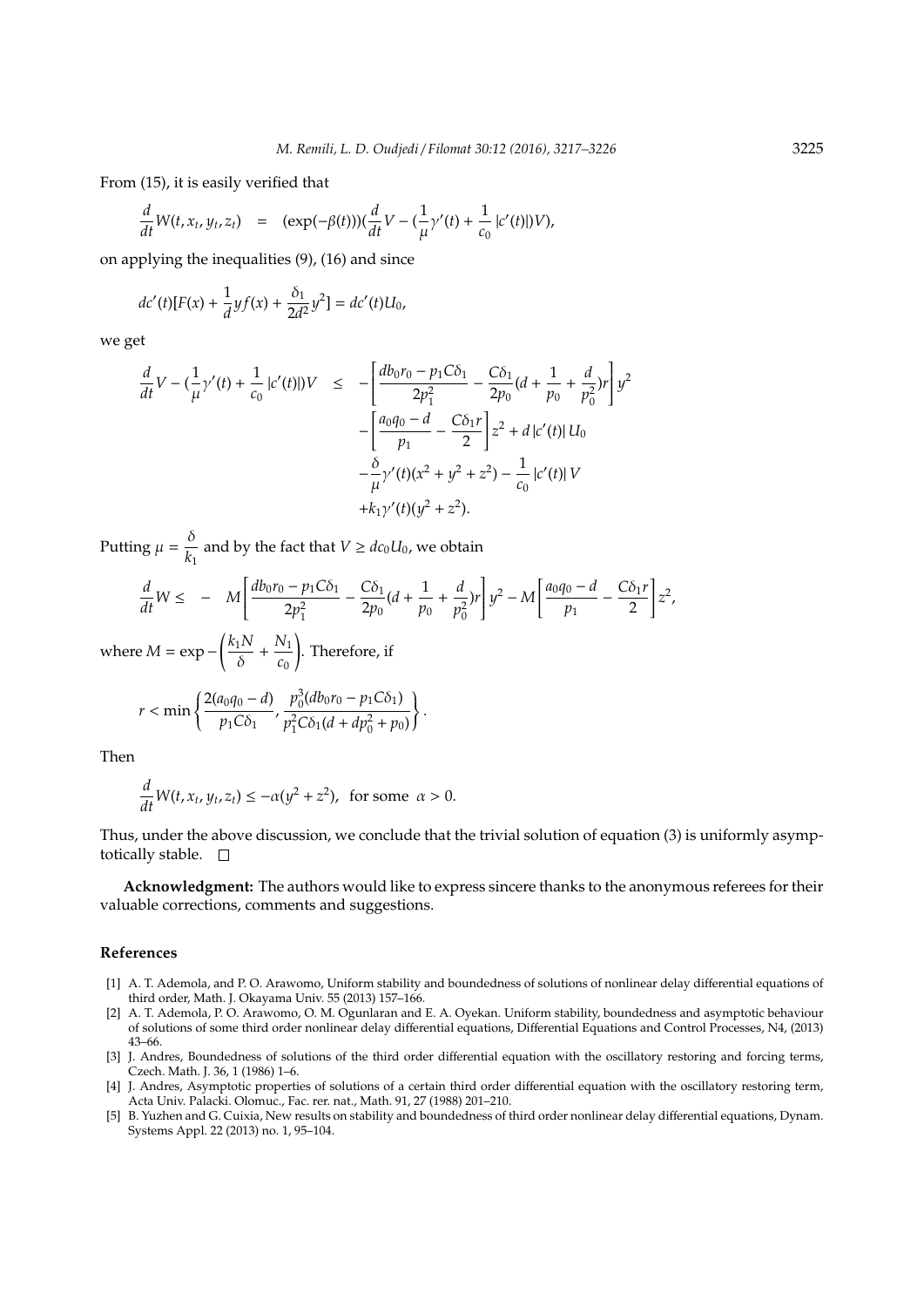From (15), it is easily verified that

$$\frac{d}{dt}W(t, x_t, y_t, z_t) = (\exp(-\beta(t)))(\frac{d}{dt}V - (\frac{1}{\mu}\gamma'(t) + \frac{1}{c_0}|c'(t)|)V),$$

on applying the inequalities (9), (16) and since

$$dc'(t)[F(x) + \frac{1}{d}yf(x) + \frac{\delta_1}{2d^2}y^2] = dc'(t)U_0,$$

we get

$$\begin{aligned}
\frac{d}{dt}V - (\frac{1}{\mu}\gamma'(t) + \frac{1}{c_0}|c'(t)|)V \leq & -\left[\frac{db_0r_0 - p_1C\delta_1}{2p_1^2} - \frac{C\delta_1}{2p_0}(d + \frac{1}{p_0} + \frac{d}{p_0^2})r\right]y^2 \\
& -\left[\frac{a_0q_0 - d}{p_1} - \frac{C\delta_1 r}{2}\right]z^2 + d|c'(t)|U_0 \\
& -\frac{\delta}{\mu}\gamma'(t)(x^2 + y^2 + z^2) - \frac{1}{c_0}|c'(t)|V \\
& + k_1\gamma'(t)(y^2 + z^2).
\end{aligned}$$

Putting $\mu = \dfrac{\delta}{k_1}$ and by the fact that $V \geq dc_0U_0$, we obtain

$$\frac{d}{dt}W \leq -M\left[\frac{db_0r_0 - p_1C\delta_1}{2p_1^2} - \frac{C\delta_1}{2p_0}(d + \frac{1}{p_0} + \frac{d}{p_0^2})r\right]y^2 - M\left[\frac{a_0q_0 - d}{p_1} - \frac{C\delta_1 r}{2}\right]z^2,$$

where $M = \exp -\left(\dfrac{k_1N}{\delta} + \dfrac{N_1}{c_0}\right)$. Therefore, if

$$r < \min\left\{\frac{2(a_0q_0 - d)}{p_1C\delta_1}, \frac{p_0^3(db_0r_0 - p_1C\delta_1)}{p_1^2C\delta_1(d + dp_0^2 + p_0)}\right\}.$$

Then

$$\frac{d}{dt}W(t, x_t, y_t, z_t) \leq -\alpha(y^2 + z^2), \text{ for some } \alpha > 0.$$

Thus, under the above discussion, we conclude that the trivial solution of equation (3) is uniformly asymptotically stable. □

**Acknowledgment:** The authors would like to express sincere thanks to the anonymous referees for their valuable corrections, comments and suggestions.

## References

[1] A. T. Ademola, and P. O. Arawomo, Uniform stability and boundedness of solutions of nonlinear delay differential equations of third order, Math. J. Okayama Univ. 55 (2013) 157–166.

[2] A. T. Ademola, P. O. Arawomo, O. M. Ogunlaran and E. A. Oyekan. Uniform stability, boundedness and asymptotic behaviour of solutions of some third order nonlinear delay differential equations, Differential Equations and Control Processes, N4, (2013) 43–66.

[3] J. Andres, Boundedness of solutions of the third order differential equation with the oscillatory restoring and forcing terms, Czech. Math. J. 36, 1 (1986) 1–6.

[4] J. Andres, Asymptotic properties of solutions of a certain third order differential equation with the oscillatory restoring term, Acta Univ. Palacki. Olomuc., Fac. rer. nat., Math. 91, 27 (1988) 201–210.

[5] B. Yuzhen and G. Cuixia, New results on stability and boundedness of third order nonlinear delay differential equations, Dynam. Systems Appl. 22 (2013) no. 1, 95–104.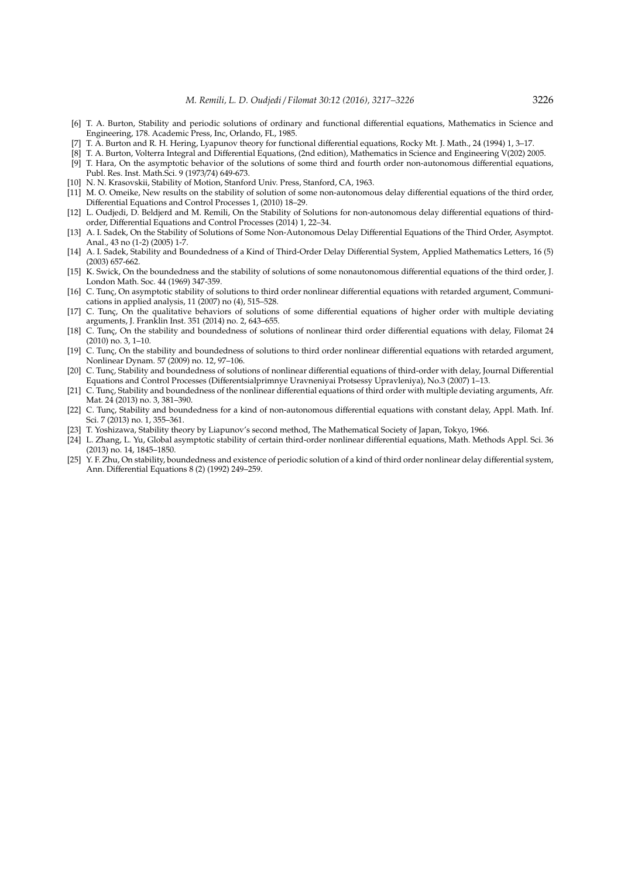[6] T. A. Burton, Stability and periodic solutions of ordinary and functional differential equations, Mathematics in Science and Engineering, 178. Academic Press, Inc, Orlando, FL, 1985.

[7] T. A. Burton and R. H. Hering, Lyapunov theory for functional differential equations, Rocky Mt. J. Math., 24 (1994) 1, 3–17.

[8] T. A. Burton, Volterra Integral and Differential Equations, (2nd edition), Mathematics in Science and Engineering V(202) 2005.

[9] T. Hara, On the asymptotic behavior of the solutions of some third and fourth order non-autonomous differential equations, Publ. Res. Inst. Math.Sci. 9 (1973/74) 649-673.

[10] N. N. Krasovskii, Stability of Motion, Stanford Univ. Press, Stanford, CA, 1963.

[11] M. O. Omeike, New results on the stability of solution of some non-autonomous delay differential equations of the third order, Differential Equations and Control Processes 1, (2010) 18–29.

[12] L. Oudjedi, D. Beldjerd and M. Remili, On the Stability of Solutions for non-autonomous delay differential equations of third-order, Differential Equations and Control Processes (2014) 1, 22–34.

[13] A. I. Sadek, On the Stability of Solutions of Some Non-Autonomous Delay Differential Equations of the Third Order, Asymptot. Anal., 43 no (1-2) (2005) 1-7.

[14] A. I. Sadek, Stability and Boundedness of a Kind of Third-Order Delay Differential System, Applied Mathematics Letters, 16 (5) (2003) 657-662.

[15] K. Swick, On the boundedness and the stability of solutions of some nonautonomous differential equations of the third order, J. London Math. Soc. 44 (1969) 347-359.

[16] C. Tunç, On asymptotic stability of solutions to third order nonlinear differential equations with retarded argument, Communications in applied analysis, 11 (2007) no (4), 515–528.

[17] C. Tunç, On the qualitative behaviors of solutions of some differential equations of higher order with multiple deviating arguments, J. Franklin Inst. 351 (2014) no. 2, 643–655.

[18] C. Tunç, On the stability and boundedness of solutions of nonlinear third order differential equations with delay, Filomat 24 (2010) no. 3, 1–10.

[19] C. Tunç, On the stability and boundedness of solutions to third order nonlinear differential equations with retarded argument, Nonlinear Dynam. 57 (2009) no. 12, 97–106.

[20] C. Tunç, Stability and boundedness of solutions of nonlinear differential equations of third-order with delay, Journal Differential Equations and Control Processes (Differentsialprimnye Uravneniyai Protsessy Upravleniya), No.3 (2007) 1–13.

[21] C. Tunç, Stability and boundedness of the nonlinear differential equations of third order with multiple deviating arguments, Afr. Mat. 24 (2013) no. 3, 381–390.

[22] C. Tunç, Stability and boundedness for a kind of non-autonomous differential equations with constant delay, Appl. Math. Inf. Sci. 7 (2013) no. 1, 355–361.

[23] T. Yoshizawa, Stability theory by Liapunov's second method, The Mathematical Society of Japan, Tokyo, 1966.

[24] L. Zhang, L. Yu, Global asymptotic stability of certain third-order nonlinear differential equations, Math. Methods Appl. Sci. 36 (2013) no. 14, 1845–1850.

[25] Y. F. Zhu, On stability, boundedness and existence of periodic solution of a kind of third order nonlinear delay differential system, Ann. Differential Equations 8 (2) (1992) 249–259.